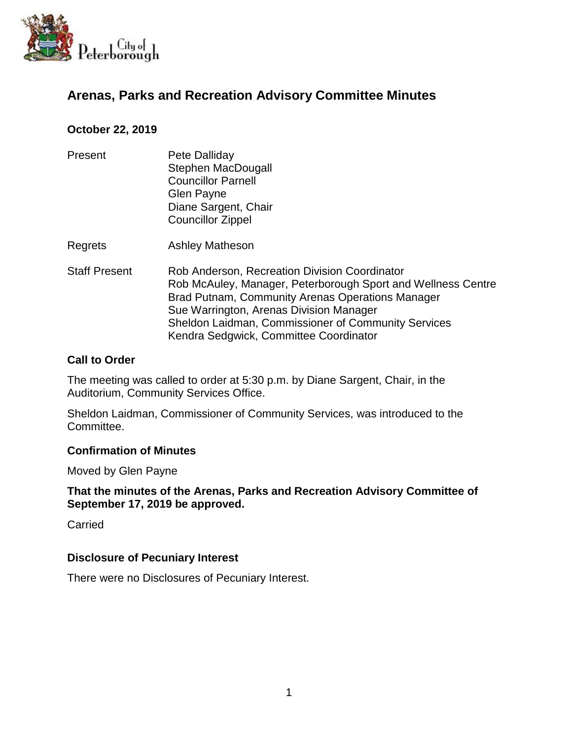# Arenas, Parks and Recreation Advisory Committee Minutes

**October 22, 2019**

| | |
|---|---|
| Present | Pete Dalliday<br>Stephen MacDougall<br>Councillor Parnell<br>Glen Payne<br>Diane Sargent, Chair<br>Councillor Zippel |
| Regrets | Ashley Matheson |
| Staff Present | Rob Anderson, Recreation Division Coordinator<br>Rob McAuley, Manager, Peterborough Sport and Wellness Centre<br>Brad Putnam, Community Arenas Operations Manager<br>Sue Warrington, Arenas Division Manager<br>Sheldon Laidman, Commissioner of Community Services<br>Kendra Sedgwick, Committee Coordinator |

## Call to Order

The meeting was called to order at 5:30 p.m. by Diane Sargent, Chair, in the Auditorium, Community Services Office.

Sheldon Laidman, Commissioner of Community Services, was introduced to the Committee.

## Confirmation of Minutes

Moved by Glen Payne

**That the minutes of the Arenas, Parks and Recreation Advisory Committee of September 17, 2019 be approved.**

Carried

## Disclosure of Pecuniary Interest

There were no Disclosures of Pecuniary Interest.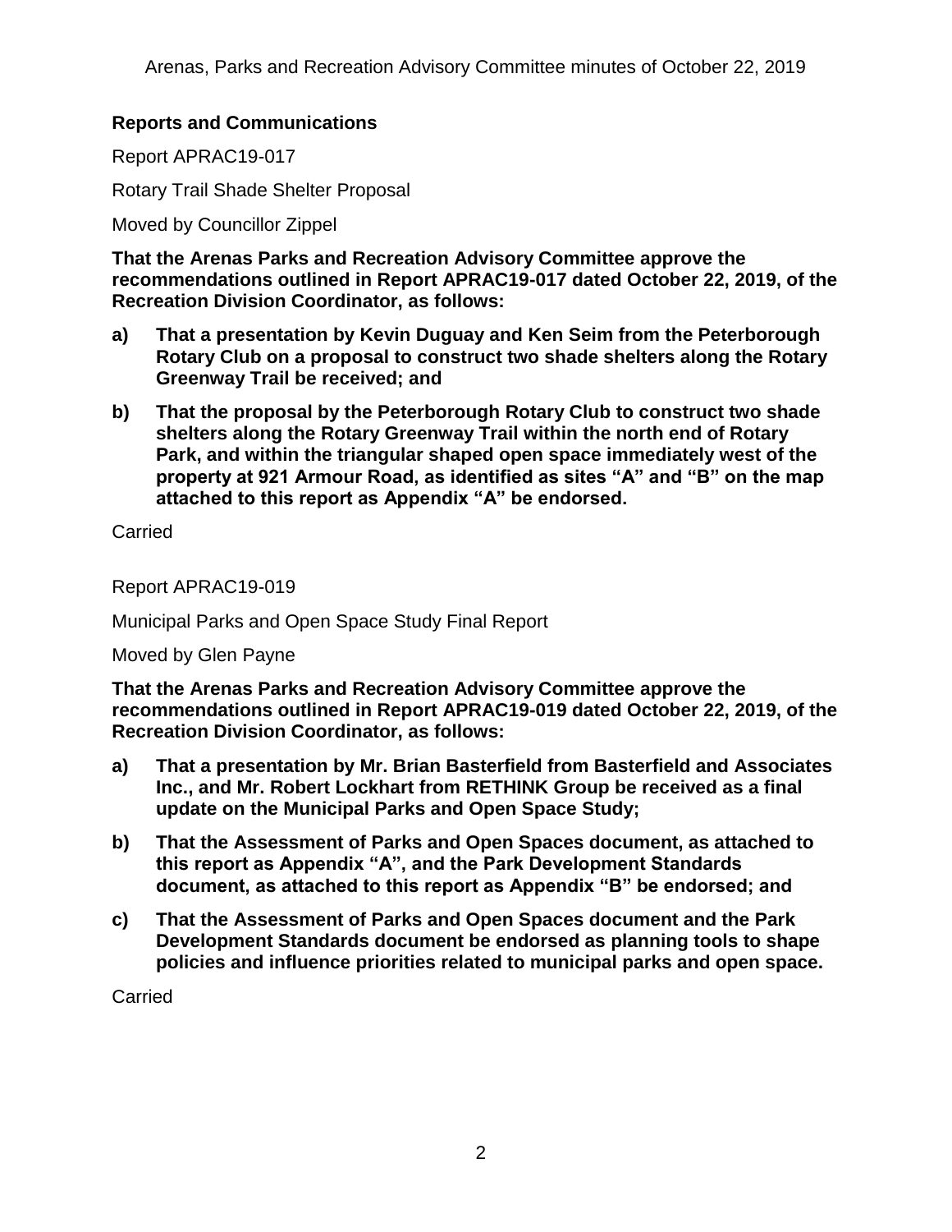## Reports and Communications

Report APRAC19-017

Rotary Trail Shade Shelter Proposal

Moved by Councillor Zippel

**That the Arenas Parks and Recreation Advisory Committee approve the recommendations outlined in Report APRAC19-017 dated October 22, 2019, of the Recreation Division Coordinator, as follows:**

**a) That a presentation by Kevin Duguay and Ken Seim from the Peterborough Rotary Club on a proposal to construct two shade shelters along the Rotary Greenway Trail be received; and**

**b) That the proposal by the Peterborough Rotary Club to construct two shade shelters along the Rotary Greenway Trail within the north end of Rotary Park, and within the triangular shaped open space immediately west of the property at 921 Armour Road, as identified as sites "A" and "B" on the map attached to this report as Appendix "A" be endorsed.**

Carried

Report APRAC19-019

Municipal Parks and Open Space Study Final Report

Moved by Glen Payne

**That the Arenas Parks and Recreation Advisory Committee approve the recommendations outlined in Report APRAC19-019 dated October 22, 2019, of the Recreation Division Coordinator, as follows:**

**a) That a presentation by Mr. Brian Basterfield from Basterfield and Associates Inc., and Mr. Robert Lockhart from RETHINK Group be received as a final update on the Municipal Parks and Open Space Study;**

**b) That the Assessment of Parks and Open Spaces document, as attached to this report as Appendix "A", and the Park Development Standards document, as attached to this report as Appendix "B" be endorsed; and**

**c) That the Assessment of Parks and Open Spaces document and the Park Development Standards document be endorsed as planning tools to shape policies and influence priorities related to municipal parks and open space.**

Carried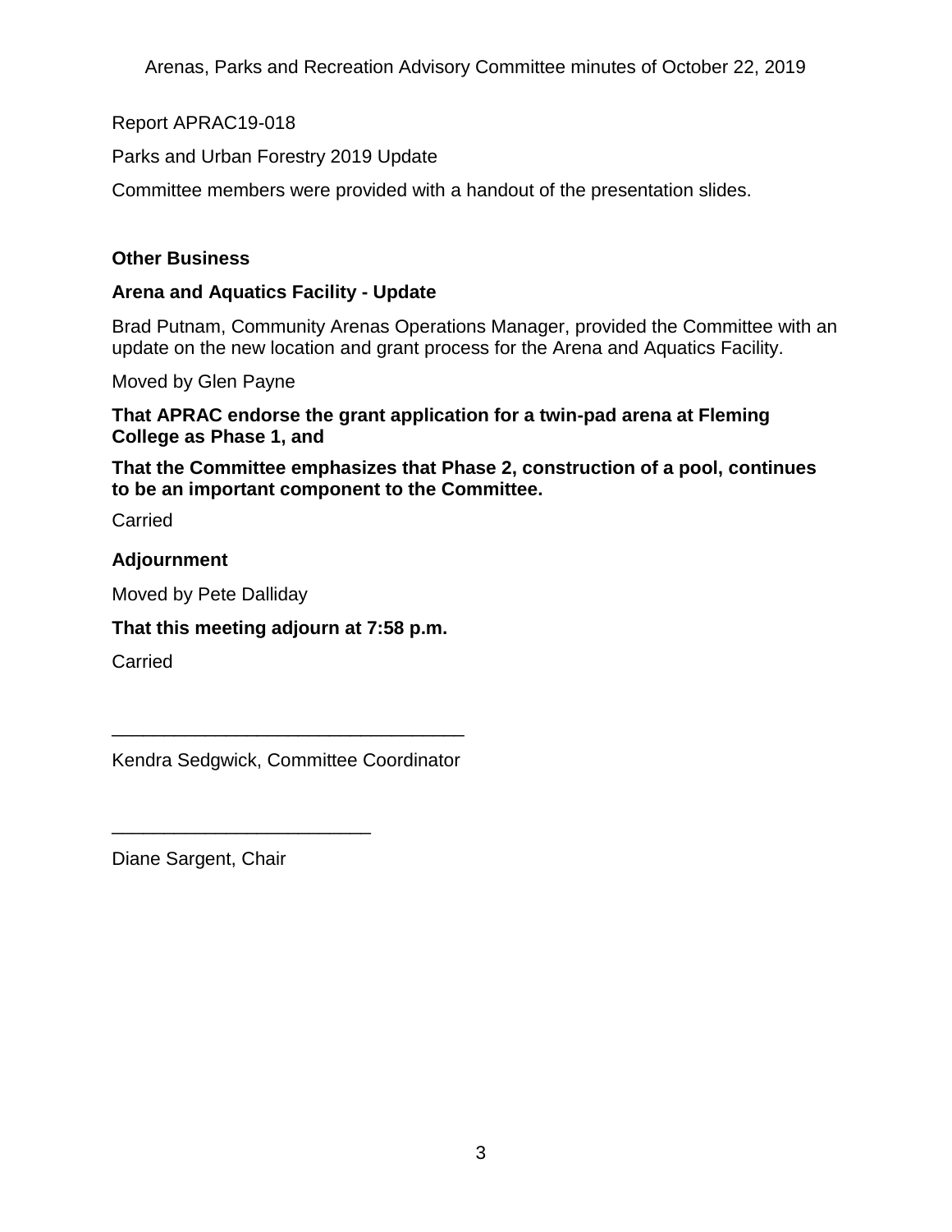Report APRAC19-018

Parks and Urban Forestry 2019 Update

Committee members were provided with a handout of the presentation slides.

## Other Business

### Arena and Aquatics Facility - Update

Brad Putnam, Community Arenas Operations Manager, provided the Committee with an update on the new location and grant process for the Arena and Aquatics Facility.

Moved by Glen Payne

**That APRAC endorse the grant application for a twin-pad arena at Fleming College as Phase 1, and**

**That the Committee emphasizes that Phase 2, construction of a pool, continues to be an important component to the Committee.**

Carried

## Adjournment

Moved by Pete Dalliday

**That this meeting adjourn at 7:58 p.m.**

Carried

\_\_\_\_\_\_\_\_\_\_\_\_\_\_\_\_\_\_\_\_\_\_\_\_\_\_\_\_\_\_\_\_\_\_

Kendra Sedgwick, Committee Coordinator

\_\_\_\_\_\_\_\_\_\_\_\_\_\_\_\_\_\_\_\_\_\_\_\_\_

Diane Sargent, Chair